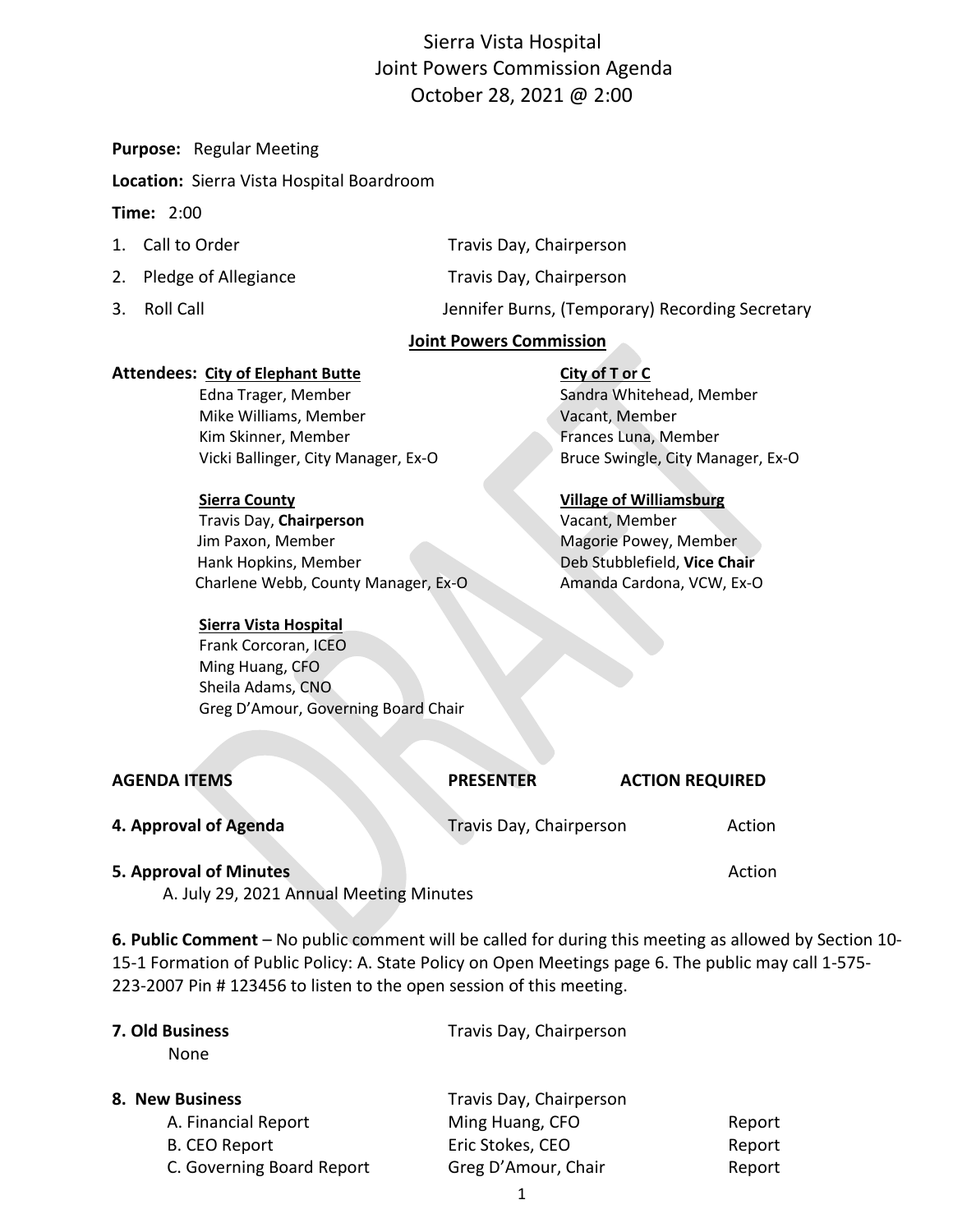# Sierra Vista Hospital
# Joint Powers Commission Agenda
# October 28, 2021 @ 2:00

**Purpose:** Regular Meeting

**Location:** Sierra Vista Hospital Boardroom

**Time:** 2:00

1. Call to Order — Travis Day, Chairperson
2. Pledge of Allegiance — Travis Day, Chairperson
3. Roll Call — Jennifer Burns, (Temporary) Recording Secretary

**Joint Powers Commission**

**Attendees:**

**City of Elephant Butte**
- Edna Trager, Member
- Mike Williams, Member
- Kim Skinner, Member
- Vicki Ballinger, City Manager, Ex-O

**City of T or C**
- Sandra Whitehead, Member
- Vacant, Member
- Frances Luna, Member
- Bruce Swingle, City Manager, Ex-O

**Sierra County**
- Travis Day, **Chairperson**
- Jim Paxon, Member
- Hank Hopkins, Member
- Charlene Webb, County Manager, Ex-O

**Village of Williamsburg**
- Vacant, Member
- Magorie Powey, Member
- Deb Stubblefield, **Vice Chair**
- Amanda Cardona, VCW, Ex-O

**Sierra Vista Hospital**
- Frank Corcoran, ICEO
- Ming Huang, CFO
- Sheila Adams, CNO
- Greg D'Amour, Governing Board Chair

| AGENDA ITEMS | PRESENTER | ACTION REQUIRED |
|---|---|---|
| **4. Approval of Agenda** | Travis Day, Chairperson | Action |
| **5. Approval of Minutes** | | Action |
| A. July 29, 2021 Annual Meeting Minutes | | |

**6. Public Comment** – No public comment will be called for during this meeting as allowed by Section 10-15-1 Formation of Public Policy: A. State Policy on Open Meetings page 6. The public may call 1-575-223-2007 Pin # 123456 to listen to the open session of this meeting.

| | | |
|---|---|---|
| **7. Old Business** | Travis Day, Chairperson | |
| None | | |
| **8. New Business** | Travis Day, Chairperson | |
| A. Financial Report | Ming Huang, CFO | Report |
| B. CEO Report | Eric Stokes, CEO | Report |
| C. Governing Board Report | Greg D'Amour, Chair | Report |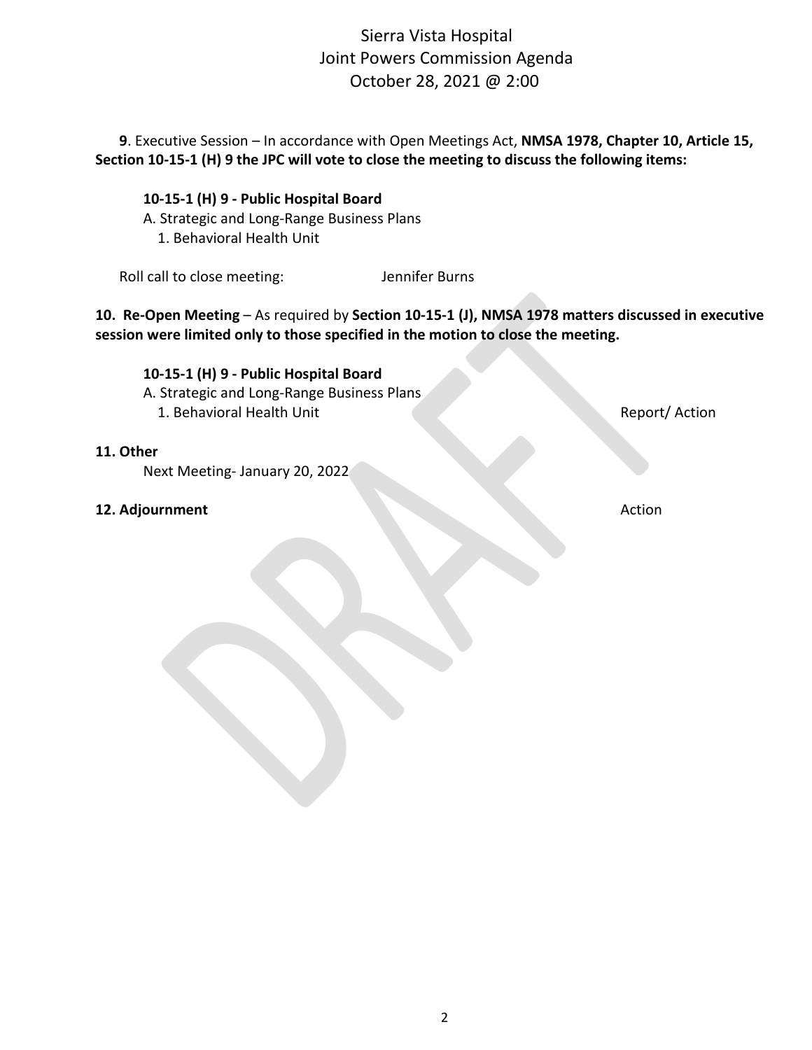Sierra Vista Hospital
Joint Powers Commission Agenda
October 28, 2021 @ 2:00

**9**. Executive Session – In accordance with Open Meetings Act, **NMSA 1978, Chapter 10, Article 15, Section 10-15-1 (H) 9 the JPC will vote to close the meeting to discuss the following items:**

**10-15-1 (H) 9 - Public Hospital Board**

A. Strategic and Long-Range Business Plans

1. Behavioral Health Unit

Roll call to close meeting: Jennifer Burns

**10. Re-Open Meeting** – As required by **Section 10-15-1 (J), NMSA 1978 matters discussed in executive session were limited only to those specified in the motion to close the meeting.**

**10-15-1 (H) 9 - Public Hospital Board**

A. Strategic and Long-Range Business Plans

1. Behavioral Health Unit — Report/ Action

**11. Other**

Next Meeting- January 20, 2022

**12. Adjournment** — Action